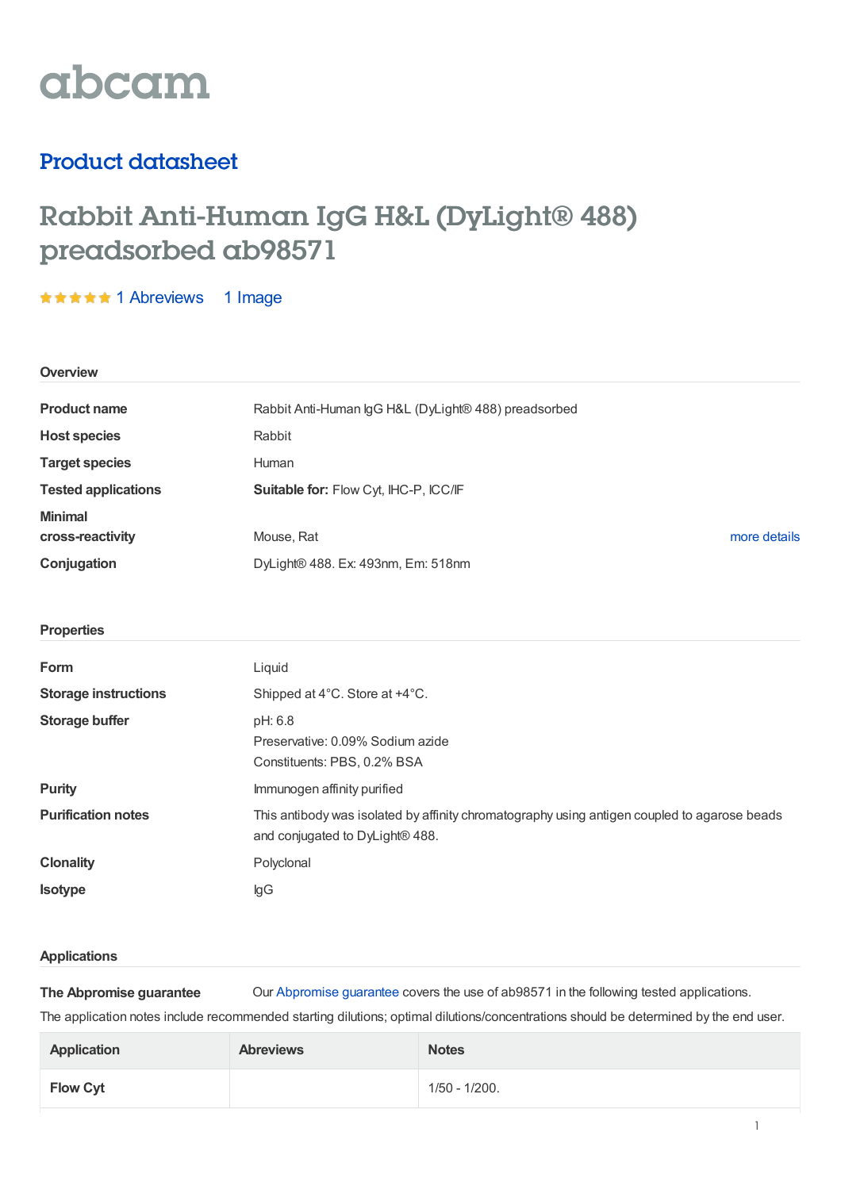abcam

## Product datasheet

# Rabbit Anti-Human IgG H&L (DyLight® 488) preadsorbed ab98571

★★★★★ 1 Abreviews 1 Image

### Overview

| | |
|---|---|
| **Product name** | Rabbit Anti-Human IgG H&L (DyLight® 488) preadsorbed |
| **Host species** | Rabbit |
| **Target species** | Human |
| **Tested applications** | **Suitable for:** Flow Cyt, IHC-P, ICC/IF |
| **Minimal cross-reactivity** | Mouse, Rat more details |
| **Conjugation** | DyLight® 488. Ex: 493nm, Em: 518nm |

### Properties

| | |
|---|---|
| **Form** | Liquid |
| **Storage instructions** | Shipped at 4°C. Store at +4°C. |
| **Storage buffer** | pH: 6.8<br>Preservative: 0.09% Sodium azide<br>Constituents: PBS, 0.2% BSA |
| **Purity** | Immunogen affinity purified |
| **Purification notes** | This antibody was isolated by affinity chromatography using antigen coupled to agarose beads and conjugated to DyLight® 488. |
| **Clonality** | Polyclonal |
| **Isotype** | IgG |

### Applications

**The Abpromise guarantee** Our Abpromise guarantee covers the use of ab98571 in the following tested applications.

The application notes include recommended starting dilutions; optimal dilutions/concentrations should be determined by the end user.

| Application | Abreviews | Notes |
|---|---|---|
| Flow Cyt | | 1/50 - 1/200. |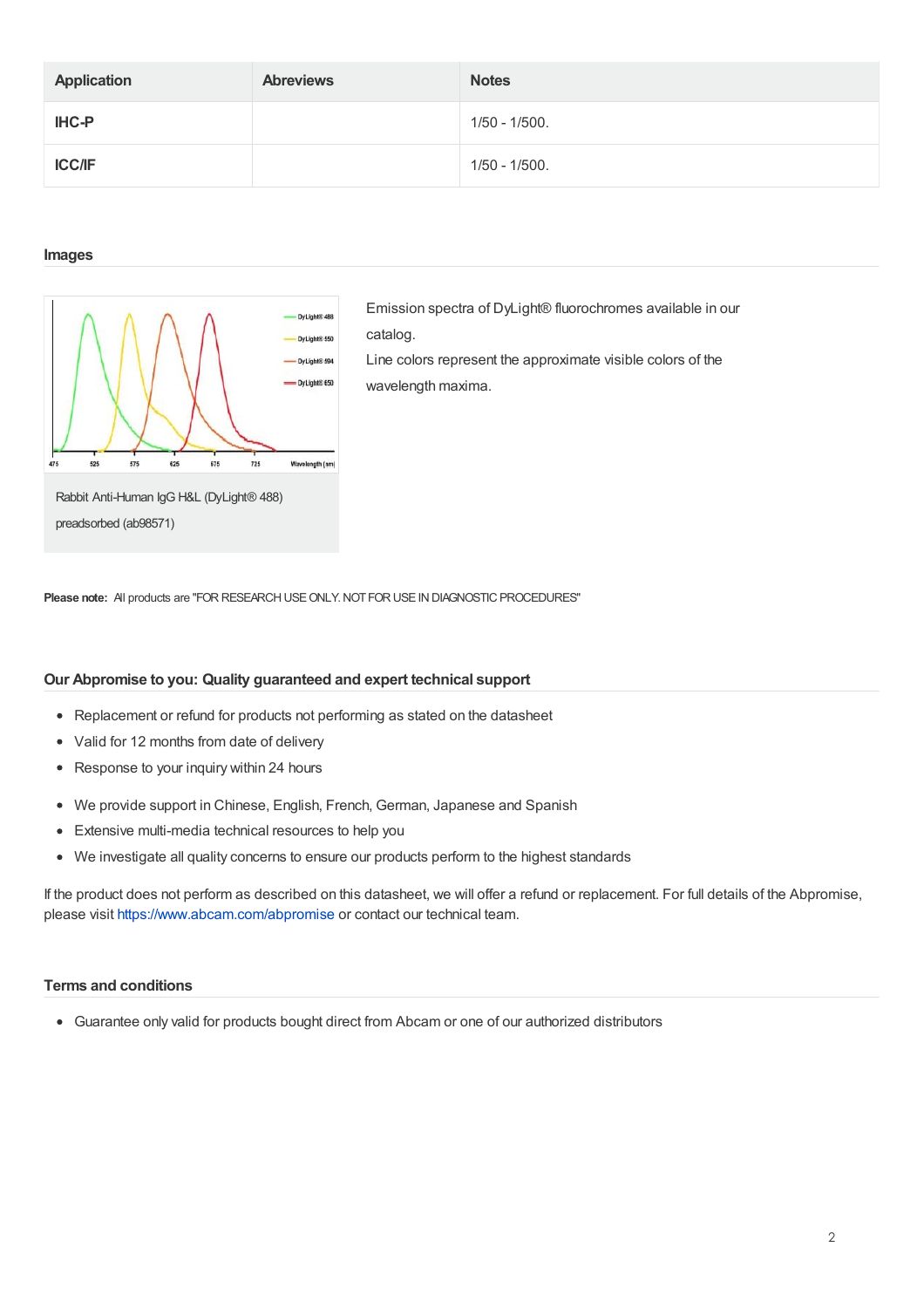| Application | Abreviews | Notes |
| --- | --- | --- |
| IHC-P | | 1/50 - 1/500. |
| ICC/IF | | 1/50 - 1/500. |

## Images

DyLight® 488
DyLight® 550
DyLight® 594
DyLight® 650
475 525 575 625 675 725 Wavelength (nm)

Rabbit Anti-Human IgG H&L (DyLight® 488) preadsorbed (ab98571)

Emission spectra of DyLight® fluorochromes available in our catalog.
Line colors represent the approximate visible colors of the wavelength maxima.

**Please note:** All products are "FOR RESEARCH USE ONLY. NOT FOR USE IN DIAGNOSTIC PROCEDURES"

## Our Abpromise to you: Quality guaranteed and expert technical support

- Replacement or refund for products not performing as stated on the datasheet
- Valid for 12 months from date of delivery
- Response to your inquiry within 24 hours

- We provide support in Chinese, English, French, German, Japanese and Spanish
- Extensive multi-media technical resources to help you
- We investigate all quality concerns to ensure our products perform to the highest standards

If the product does not perform as described on this datasheet, we will offer a refund or replacement. For full details of the Abpromise, please visit https://www.abcam.com/abpromise or contact our technical team.

## Terms and conditions

- Guarantee only valid for products bought direct from Abcam or one of our authorized distributors